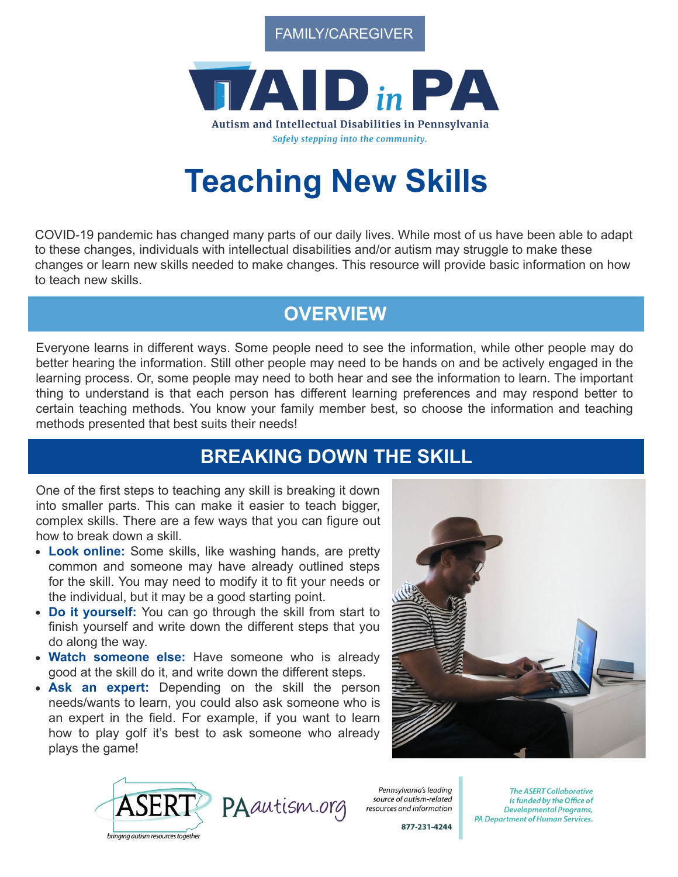FAMILY/CAREGIVER

AID in PA

Autism and Intellectual Disabilities in Pennsylvania

*Safely stepping into the community.*

# Teaching New Skills

COVID-19 pandemic has changed many parts of our daily lives. While most of us have been able to adapt to these changes, individuals with intellectual disabilities and/or autism may struggle to make these changes or learn new skills needed to make changes. This resource will provide basic information on how to teach new skills.

## OVERVIEW

Everyone learns in different ways. Some people need to see the information, while other people may do better hearing the information. Still other people may need to be hands on and be actively engaged in the learning process. Or, some people may need to both hear and see the information to learn. The important thing to understand is that each person has different learning preferences and may respond better to certain teaching methods. You know your family member best, so choose the information and teaching methods presented that best suits their needs!

## BREAKING DOWN THE SKILL

One of the first steps to teaching any skill is breaking it down into smaller parts. This can make it easier to teach bigger, complex skills. There are a few ways that you can figure out how to break down a skill.

- **Look online:** Some skills, like washing hands, are pretty common and someone may have already outlined steps for the skill. You may need to modify it to fit your needs or the individual, but it may be a good starting point.
- **Do it yourself:** You can go through the skill from start to finish yourself and write down the different steps that you do along the way.
- **Watch someone else:** Have someone who is already good at the skill do it, and write down the different steps.
- **Ask an expert:** Depending on the skill the person needs/wants to learn, you could also ask someone who is an expert in the field. For example, if you want to learn how to play golf it's best to ask someone who already plays the game!

ASERT — bringing autism resources together

PAautism.org — Pennsylvania's leading source of autism-related resources and information. 877-231-4244

*The ASERT Collaborative is funded by the Office of Developmental Programs, PA Department of Human Services.*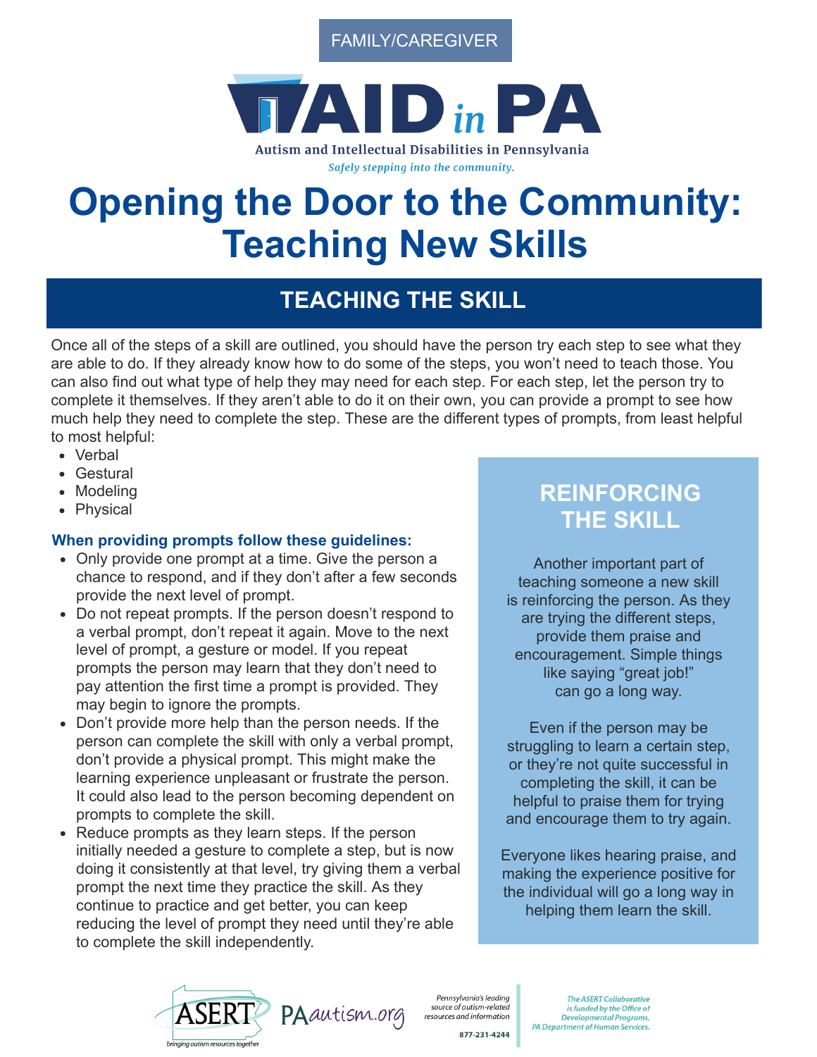FAMILY/CAREGIVER

AID in PA

Autism and Intellectual Disabilities in Pennsylvania

*Safely stepping into the community.*

# Opening the Door to the Community: Teaching New Skills

## TEACHING THE SKILL

Once all of the steps of a skill are outlined, you should have the person try each step to see what they are able to do. If they already know how to do some of the steps, you won't need to teach those. You can also find out what type of help they may need for each step. For each step, let the person try to complete it themselves. If they aren't able to do it on their own, you can provide a prompt to see how much help they need to complete the step. These are the different types of prompts, from least helpful to most helpful:

- Verbal
- Gestural
- Modeling
- Physical

### When providing prompts follow these guidelines:

- Only provide one prompt at a time. Give the person a chance to respond, and if they don't after a few seconds provide the next level of prompt.
- Do not repeat prompts. If the person doesn't respond to a verbal prompt, don't repeat it again. Move to the next level of prompt, a gesture or model. If you repeat prompts the person may learn that they don't need to pay attention the first time a prompt is provided. They may begin to ignore the prompts.
- Don't provide more help than the person needs. If the person can complete the skill with only a verbal prompt, don't provide a physical prompt. This might make the learning experience unpleasant or frustrate the person. It could also lead to the person becoming dependent on prompts to complete the skill.
- Reduce prompts as they learn steps. If the person initially needed a gesture to complete a step, but is now doing it consistently at that level, try giving them a verbal prompt the next time they practice the skill. As they continue to practice and get better, you can keep reducing the level of prompt they need until they're able to complete the skill independently.

## REINFORCING THE SKILL

Another important part of teaching someone a new skill is reinforcing the person. As they are trying the different steps, provide them praise and encouragement. Simple things like saying "great job!" can go a long way.

Even if the person may be struggling to learn a certain step, or they're not quite successful in completing the skill, it can be helpful to praise them for trying and encourage them to try again.

Everyone likes hearing praise, and making the experience positive for the individual will go a long way in helping them learn the skill.

ASERT — bringing autism resources together

PAautism.org

*Pennsylvania's leading source of autism-related resources and information*

877-231-4244

*The ASERT Collaborative is funded by the Office of Developmental Programs, PA Department of Human Services.*